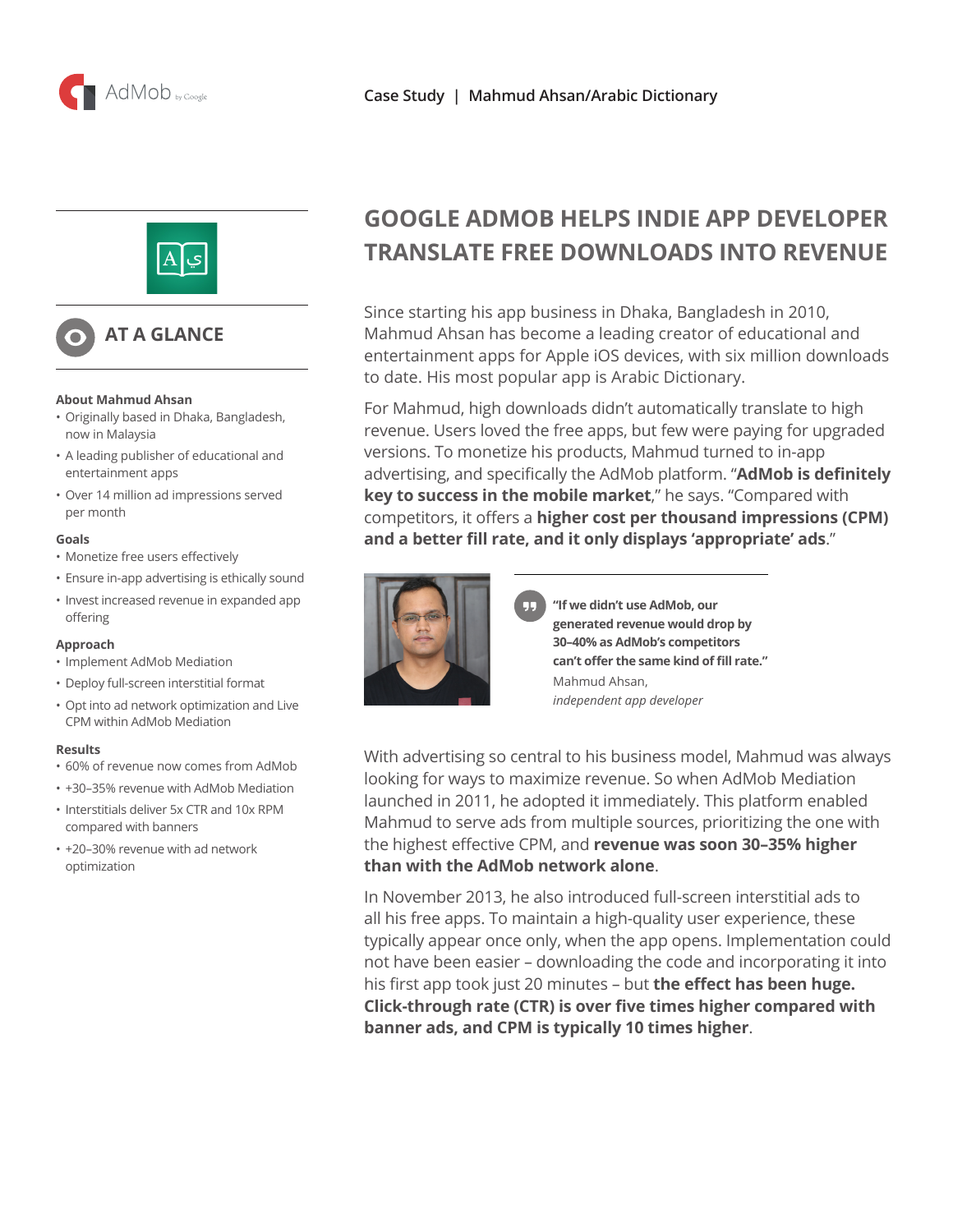Case Study | Mahmud Ahsan/Arabic Dictionary

# GOOGLE ADMOB HELPS INDIE APP DEVELOPER TRANSLATE FREE DOWNLOADS INTO REVENUE

Since starting his app business in Dhaka, Bangladesh in 2010, Mahmud Ahsan has become a leading creator of educational and entertainment apps for Apple iOS devices, with six million downloads to date. His most popular app is Arabic Dictionary.

For Mahmud, high downloads didn't automatically translate to high revenue. Users loved the free apps, but few were paying for upgraded versions. To monetize his products, Mahmud turned to in-app advertising, and specifically the AdMob platform. "**AdMob is definitely key to success in the mobile market**," he says. "Compared with competitors, it offers a **higher cost per thousand impressions (CPM) and a better fill rate, and it only displays 'appropriate' ads**."

> **"If we didn't use AdMob, our generated revenue would drop by 30–40% as AdMob's competitors can't offer the same kind of fill rate."**
>
> Mahmud Ahsan, *independent app developer*

With advertising so central to his business model, Mahmud was always looking for ways to maximize revenue. So when AdMob Mediation launched in 2011, he adopted it immediately. This platform enabled Mahmud to serve ads from multiple sources, prioritizing the one with the highest effective CPM, and **revenue was soon 30–35% higher than with the AdMob network alone**.

In November 2013, he also introduced full-screen interstitial ads to all his free apps. To maintain a high-quality user experience, these typically appear once only, when the app opens. Implementation could not have been easier – downloading the code and incorporating it into his first app took just 20 minutes – but **the effect has been huge. Click-through rate (CTR) is over five times higher compared with banner ads, and CPM is typically 10 times higher**.

## AT A GLANCE

### About Mahmud Ahsan
- Originally based in Dhaka, Bangladesh, now in Malaysia
- A leading publisher of educational and entertainment apps
- Over 14 million ad impressions served per month

### Goals
- Monetize free users effectively
- Ensure in-app advertising is ethically sound
- Invest increased revenue in expanded app offering

### Approach
- Implement AdMob Mediation
- Deploy full-screen interstitial format
- Opt into ad network optimization and Live CPM within AdMob Mediation

### Results
- 60% of revenue now comes from AdMob
- +30–35% revenue with AdMob Mediation
- Interstitials deliver 5x CTR and 10x RPM compared with banners
- +20–30% revenue with ad network optimization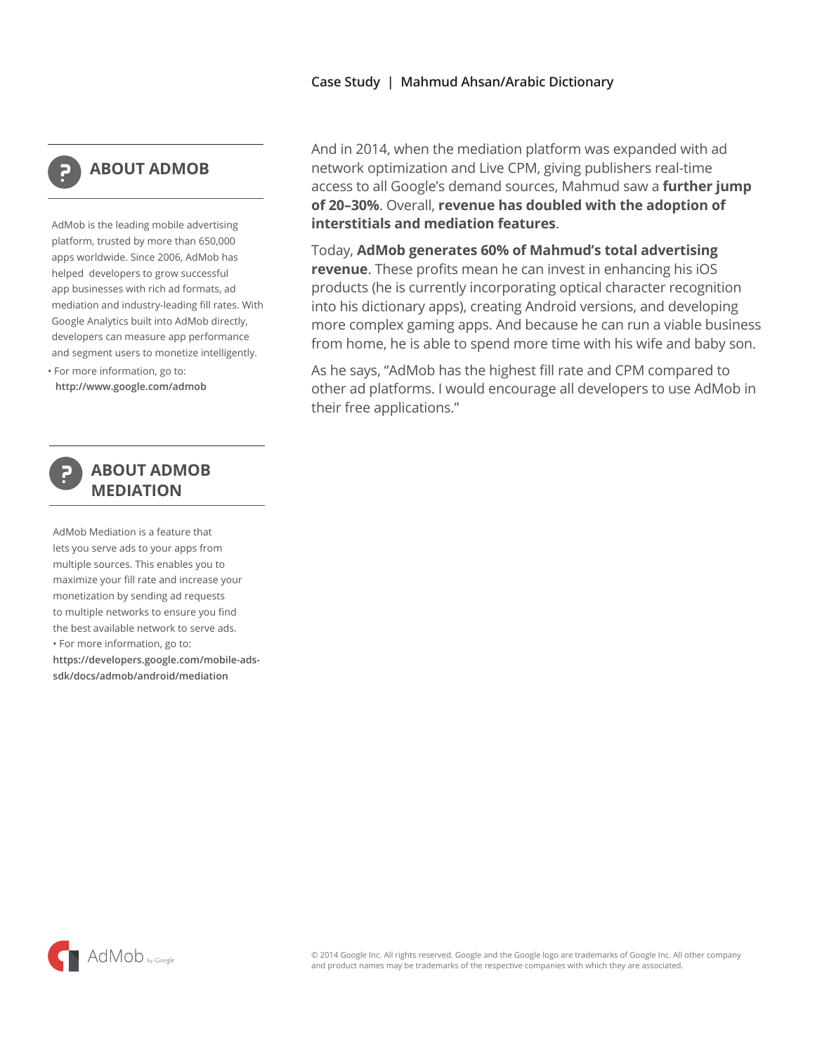And in 2014, when the mediation platform was expanded with ad network optimization and Live CPM, giving publishers real-time access to all Google's demand sources, Mahmud saw a **further jump of 20–30%**. Overall, **revenue has doubled with the adoption of interstitials and mediation features**.

Today, **AdMob generates 60% of Mahmud's total advertising revenue**. These profits mean he can invest in enhancing his iOS products (he is currently incorporating optical character recognition into his dictionary apps), creating Android versions, and developing more complex gaming apps. And because he can run a viable business from home, he is able to spend more time with his wife and baby son.

As he says, "AdMob has the highest fill rate and CPM compared to other ad platforms. I would encourage all developers to use AdMob in their free applications."

## ABOUT ADMOB

AdMob is the leading mobile advertising platform, trusted by more than 650,000 apps worldwide. Since 2006, AdMob has helped developers to grow successful app businesses with rich ad formats, ad mediation and industry-leading fill rates. With Google Analytics built into AdMob directly, developers can measure app performance and segment users to monetize intelligently.

- For more information, go to: **http://www.google.com/admob**

## ABOUT ADMOB MEDIATION

AdMob Mediation is a feature that lets you serve ads to your apps from multiple sources. This enables you to maximize your fill rate and increase your monetization by sending ad requests to multiple networks to ensure you find the best available network to serve ads.

- For more information, go to: **https://developers.google.com/mobile-ads-sdk/docs/admob/android/mediation**

AdMob by Google

© 2014 Google Inc. All rights reserved. Google and the Google logo are trademarks of Google Inc. All other company and product names may be trademarks of the respective companies with which they are associated.